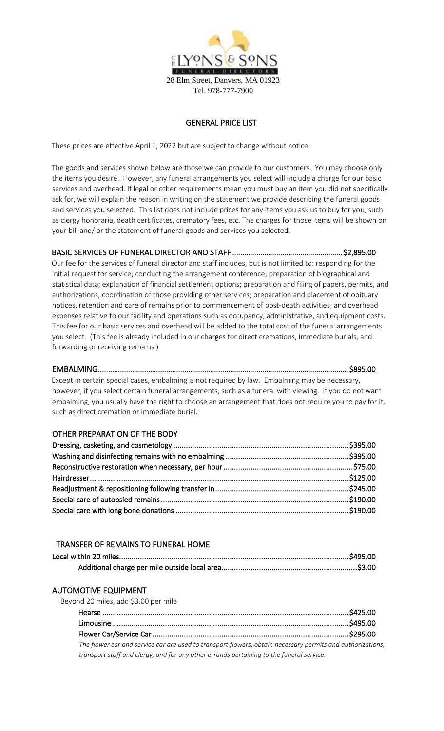LYONS & SONS

FUNERAL DIRECTORS

28 Elm Street, Danvers, MA 01923

Tel. 978-777-7900

## GENERAL PRICE LIST

These prices are effective April 1, 2022 but are subject to change without notice.

The goods and services shown below are those we can provide to our customers. You may choose only the items you desire. However, any funeral arrangements you select will include a charge for our basic services and overhead. If legal or other requirements mean you must buy an item you did not specifically ask for, we will explain the reason in writing on the statement we provide describing the funeral goods and services you selected. This list does not include prices for any items you ask us to buy for you, such as clergy honoraria, death certificates, crematory fees, etc. The charges for those items will be shown on your bill and/ or the statement of funeral goods and services you selected.

**BASIC SERVICES OF FUNERAL DIRECTOR AND STAFF ..................................................... $2,895.00**

Our fee for the services of funeral director and staff includes, but is not limited to: responding for the initial request for service; conducting the arrangement conference; preparation of biographical and statistical data; explanation of financial settlement options; preparation and filing of papers, permits, and authorizations, coordination of those providing other services; preparation and placement of obituary notices, retention and care of remains prior to commencement of post-death activities; and overhead expenses relative to our facility and operations such as occupancy, administrative, and equipment costs. This fee for our basic services and overhead will be added to the total cost of the funeral arrangements you select. (This fee is already included in our charges for direct cremations, immediate burials, and forwarding or receiving remains.)

**EMBALMING........................................................................................................................ $895.00**

Except in certain special cases, embalming is not required by law. Embalming may be necessary, however, if you select certain funeral arrangements, such as a funeral with viewing. If you do not want embalming, you usually have the right to choose an arrangement that does not require you to pay for it, such as direct cremation or immediate burial.

### OTHER PREPARATION OF THE BODY

| Item | Price |
|---|---|
| Dressing, casketing, and cosmetology | $395.00 |
| Washing and disinfecting remains with no embalming | $395.00 |
| Reconstructive restoration when necessary, per hour | $75.00 |
| Hairdresser | $125.00 |
| Readjustment & repositioning following transfer in | $245.00 |
| Special care of autopsied remains | $190.00 |
| Special care with long bone donations | $190.00 |

### TRANSFER OF REMAINS TO FUNERAL HOME

| Item | Price |
|---|---|
| Local within 20 miles | $495.00 |
| Additional charge per mile outside local area | $3.00 |

### AUTOMOTIVE EQUIPMENT

Beyond 20 miles, add $3.00 per mile

| Item | Price |
|---|---|
| Hearse | $425.00 |
| Limousine | $495.00 |
| Flower Car/Service Car | $295.00 |

*The flower car and service car are used to transport flowers, obtain necessary permits and authorizations, transport staff and clergy, and for any other errands pertaining to the funeral service.*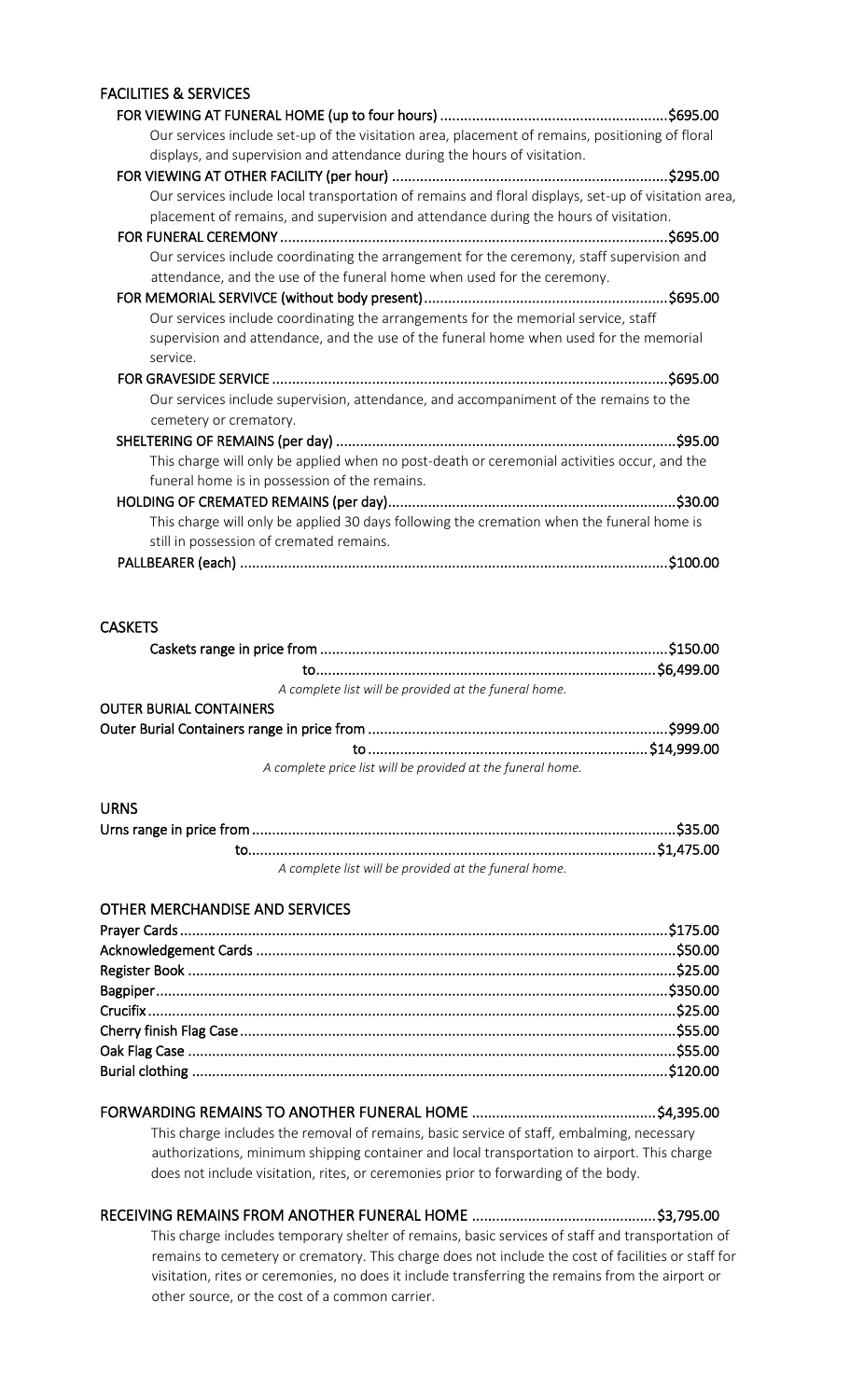## FACILITIES & SERVICES

**FOR VIEWING AT FUNERAL HOME (up to four hours)** .......................................................... **$695.00**

Our services include set-up of the visitation area, placement of remains, positioning of floral displays, and supervision and attendance during the hours of visitation.

**FOR VIEWING AT OTHER FACILITY (per hour)** .......................................................... **$295.00**

Our services include local transportation of remains and floral displays, set-up of visitation area, placement of remains, and supervision and attendance during the hours of visitation.

**FOR FUNERAL CEREMONY** .......................................................... **$695.00**

Our services include coordinating the arrangement for the ceremony, staff supervision and attendance, and the use of the funeral home when used for the ceremony.

**FOR MEMORIAL SERVIVCE (without body present)** .......................................................... **$695.00**

Our services include coordinating the arrangements for the memorial service, staff supervision and attendance, and the use of the funeral home when used for the memorial service.

**FOR GRAVESIDE SERVICE** .......................................................... **$695.00**

Our services include supervision, attendance, and accompaniment of the remains to the cemetery or crematory.

**SHELTERING OF REMAINS (per day)** .......................................................... **$95.00**

This charge will only be applied when no post-death or ceremonial activities occur, and the funeral home is in possession of the remains.

**HOLDING OF CREMATED REMAINS (per day)** .......................................................... **$30.00**

This charge will only be applied 30 days following the cremation when the funeral home is still in possession of cremated remains.

**PALLBEARER (each)** .......................................................... **$100.00**

## CASKETS

**Caskets range in price from** .......................................................... **$150.00**

**to** .......................................................... **$6,499.00**

*A complete list will be provided at the funeral home.*

**OUTER BURIAL CONTAINERS**

**Outer Burial Containers range in price from** .......................................................... **$999.00**

**to** .......................................................... **$14,999.00**

*A complete price list will be provided at the funeral home.*

## URNS

**Urns range in price from** .......................................................... **$35.00**

**to** .......................................................... **$1,475.00**

*A complete list will be provided at the funeral home.*

## OTHER MERCHANDISE AND SERVICES

**Prayer Cards** .......................................................... **$175.00**

**Acknowledgement Cards** .......................................................... **$50.00**

**Register Book** .......................................................... **$25.00**

**Bagpiper** .......................................................... **$350.00**

**Crucifix** .......................................................... **$25.00**

**Cherry finish Flag Case** .......................................................... **$55.00**

**Oak Flag Case** .......................................................... **$55.00**

**Burial clothing** .......................................................... **$120.00**

## FORWARDING REMAINS TO ANOTHER FUNERAL HOME .......................................................... $4,395.00

This charge includes the removal of remains, basic service of staff, embalming, necessary authorizations, minimum shipping container and local transportation to airport. This charge does not include visitation, rites, or ceremonies prior to forwarding of the body.

## RECEIVING REMAINS FROM ANOTHER FUNERAL HOME .......................................................... $3,795.00

This charge includes temporary shelter of remains, basic services of staff and transportation of remains to cemetery or crematory. This charge does not include the cost of facilities or staff for visitation, rites or ceremonies, no does it include transferring the remains from the airport or other source, or the cost of a common carrier.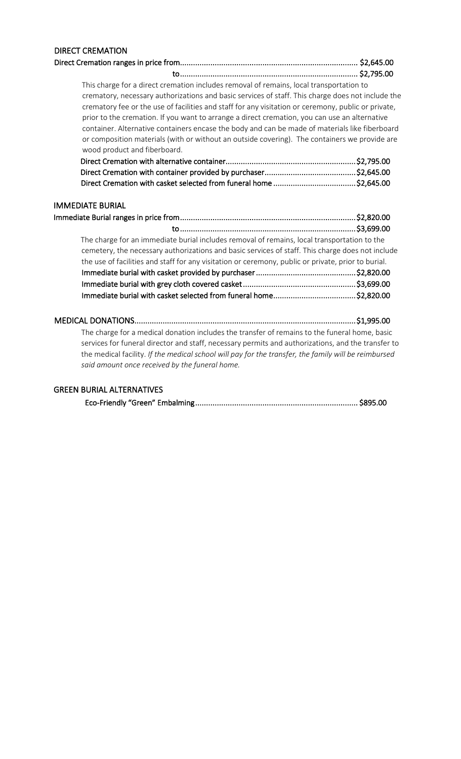## DIRECT CREMATION

**Direct Cremation ranges in price from................................................................................ $2,645.00**
**to................................................................................ $2,795.00**

This charge for a direct cremation includes removal of remains, local transportation to crematory, necessary authorizations and basic services of staff. This charge does not include the crematory fee or the use of facilities and staff for any visitation or ceremony, public or private, prior to the cremation. If you want to arrange a direct cremation, you can use an alternative container. Alternative containers encase the body and can be made of materials like fiberboard or composition materials (with or without an outside covering). The containers we provide are wood product and fiberboard.

**Direct Cremation with alternative container...........................................................$2,795.00**
**Direct Cremation with container provided by purchaser..........................................$2,645.00**
**Direct Cremation with casket selected from funeral home .....................................$2,645.00**

## IMMEDIATE BURIAL

**Immediate Burial ranges in price from...............................................................................$2,820.00**
**to...............................................................................$3,699.00**

The charge for an immediate burial includes removal of remains, local transportation to the cemetery, the necessary authorizations and basic services of staff. This charge does not include the use of facilities and staff for any visitation or ceremony, public or private, prior to burial.

**Immediate burial with casket provided by purchaser..............................................$2,820.00**
**Immediate burial with grey cloth covered casket....................................................$3,699.00**
**Immediate burial with casket selected from funeral home.....................................$2,820.00**

## MEDICAL DONATIONS....................................................................................................$1,995.00

The charge for a medical donation includes the transfer of remains to the funeral home, basic services for funeral director and staff, necessary permits and authorizations, and the transfer to the medical facility. *If the medical school will pay for the transfer, the family will be reimbursed said amount once received by the funeral home.*

## GREEN BURIAL ALTERNATIVES

**Eco-Friendly "Green" Embalming......................................................................... $895.00**